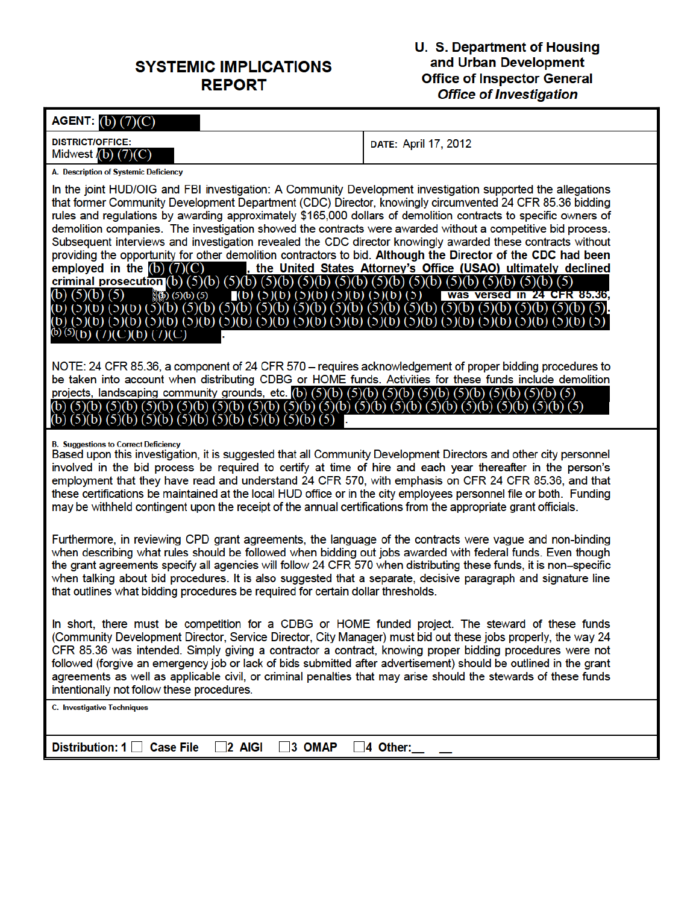# SYSTEMIC IMPLICATIONS REPORT

**U. S. Department of Housing and Urban Development**
**Office of Inspector General**
***Office of Investigation***

**AGENT:** (b) (7)(C)

**DISTRICT/OFFICE:**
Midwest /(b) (7)(C)

**DATE:** April 17, 2012

**A. Description of Systemic Deficiency**

In the joint HUD/OIG and FBI investigation: A Community Development investigation supported the allegations that former Community Development Department (CDC) Director, knowingly circumvented 24 CFR 85.36 bidding rules and regulations by awarding approximately $165,000 dollars of demolition contracts to specific owners of demolition companies. The investigation showed the contracts were awarded without a competitive bid process. Subsequent interviews and investigation revealed the CDC director knowingly awarded these contracts without providing the opportunity for other demolition contractors to bid. **Although the Director of the CDC had been employed in the** (b) (7)(C) **, the United States Attorney's Office (USAO) ultimately declined criminal prosecution** (b) (5)(b) (5)(b) (5)(b) (5)(b) (5)(b) (5)(b) (5)(b) (5)(b) (5)(b) (5)(b) (5)(b) (5)(b) (5)(b) (5)(b) (5)(b) (5)(b) (5)(b) (5)(b) (5)(b) (5)(b) (5)(b) (5) **was versed in 24 CFR 85.36,** (b) (5)(b) (5)(b) (5)(b) (5)(b) (5)(b) (5)(b) (5)(b) (5)(b) (5)(b) (5)(b) (5)(b) (5)(b) (5)(b) (5)(b) (5)(b) (5)(b) (5)(b) (5)(b) (5)(b) (5)(b) (5)(b) (5)(b) (5)(b) (5)(b) (5)(b) (5)(b) (5)(b) (5)(b) (5)(b) (5)(b) (5)(b) (5)(b) (5)(b) (5)(b) (7)(C)(b) (7)(C).

NOTE: 24 CFR 85.36, a component of 24 CFR 570 – requires acknowledgement of proper bidding procedures to be taken into account when distributing CDBG or HOME funds. Activities for these funds include demolition projects, landscaping community grounds, etc. (b) (5)(b) (5)(b) (5)(b) (5)(b) (5)(b) (5)(b) (5)(b) (5)(b) (5)(b) (5)(b) (5)(b) (5)(b) (5)(b) (5)(b) (5)(b) (5)(b) (5)(b) (5)(b) (5)(b) (5)(b) (5)(b) (5)(b) (5)(b) (5)(b) (5)(b) (5)(b) (5)(b) (5)(b) (5)(b) (5)(b) (5)(b) (5)(b) (5)(b) (5)(b) (5).

**B. Suggestions to Correct Deficiency**

Based upon this investigation, it is suggested that all Community Development Directors and other city personnel involved in the bid process be required to certify at time of hire and each year thereafter in the person's employment that they have read and understand 24 CFR 570, with emphasis on CFR 24 CFR 85.36, and that these certifications be maintained at the local HUD office or in the city employees personnel file or both. Funding may be withheld contingent upon the receipt of the annual certifications from the appropriate grant officials.

Furthermore, in reviewing CPD grant agreements, the language of the contracts were vague and non-binding when describing what rules should be followed when bidding out jobs awarded with federal funds. Even though the grant agreements specify all agencies will follow 24 CFR 570 when distributing these funds, it is non–specific when talking about bid procedures. It is also suggested that a separate, decisive paragraph and signature line that outlines what bidding procedures be required for certain dollar thresholds.

In short, there must be competition for a CDBG or HOME funded project. The steward of these funds (Community Development Director, Service Director, City Manager) must bid out these jobs properly, the way 24 CFR 85.36 was intended. Simply giving a contractor a contract, knowing proper bidding procedures were not followed (forgive an emergency job or lack of bids submitted after advertisement) should be outlined in the grant agreements as well as applicable civil, or criminal penalties that may arise should the stewards of these funds intentionally not follow these procedures.

**C. Investigative Techniques**

**Distribution:** 1 ☐ Case File ☐2 AIGI ☐3 OMAP ☐4 Other:__ __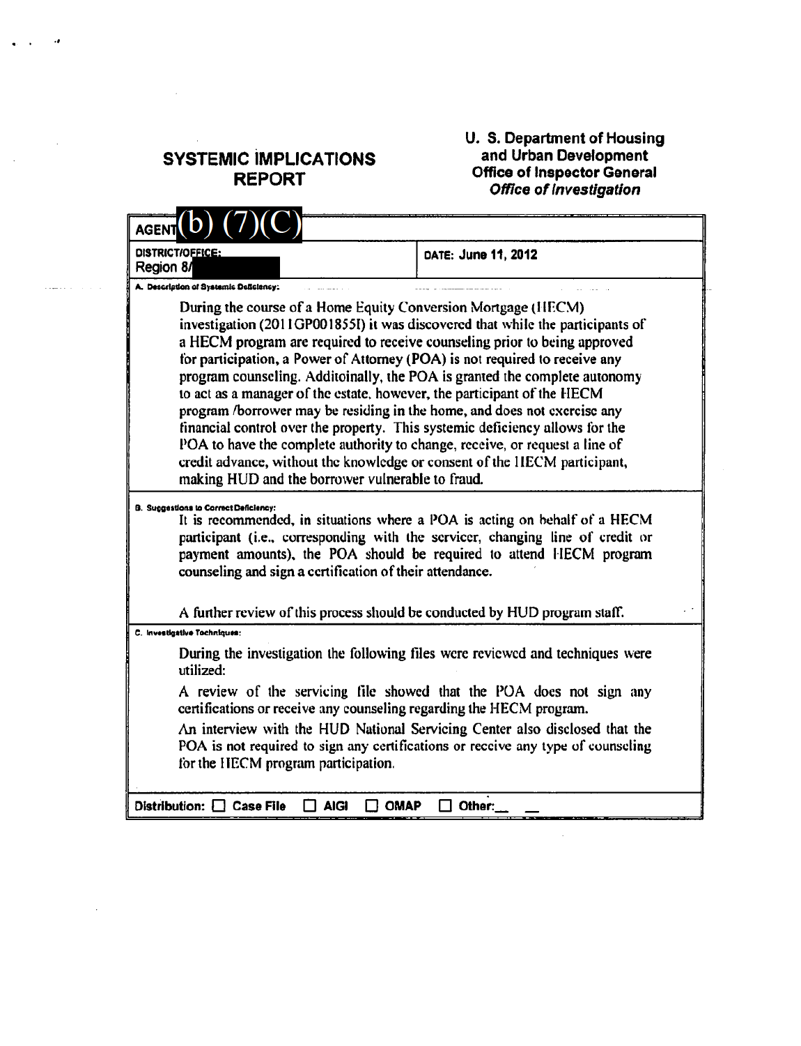# SYSTEMIC IMPLICATIONS REPORT

**U. S. Department of Housing and Urban Development**
**Office of Inspector General**
***Office of Investigation***

**AGENT** (b) (7)(C)

**DISTRICT/OFFICE:** Region 8/

**DATE: June 11, 2012**

**A. Description of Systemic Deficiency:**

During the course of a Home Equity Conversion Mortgage (HECM) investigation (2011GP001855I) it was discovered that while the participants of a HECM program are required to receive counseling prior to being approved for participation, a Power of Attorney (POA) is not required to receive any program counseling. Additoinally, the POA is granted the complete autonomy to act as a manager of the estate, however, the participant of the HECM program /borrower may be residing in the home, and does not exercise any financial control over the property. This systemic deficiency allows for the POA to have the complete authority to change, receive, or request a line of credit advance, without the knowledge or consent of the HECM participant, making HUD and the borrower vulnerable to fraud.

**B. Suggestions to Correct Deficiency:**

It is recommended, in situations where a POA is acting on behalf of a HECM participant (i.e., corresponding with the servicer, changing line of credit or payment amounts), the POA should be required to attend HECM program counseling and sign a certification of their attendance.

A further review of this process should be conducted by HUD program staff.

**C. Investigative Techniques:**

During the investigation the following files were reviewed and techniques were utilized:

A review of the servicing file showed that the POA does not sign any certifications or receive any counseling regarding the HECM program.

An interview with the HUD National Servicing Center also disclosed that the POA is not required to sign any certifications or receive any type of counseling for the HECM program participation.

**Distribution:** ☐ Case File ☐ AIGI ☐ OMAP ☐ Other:\_\_ \_\_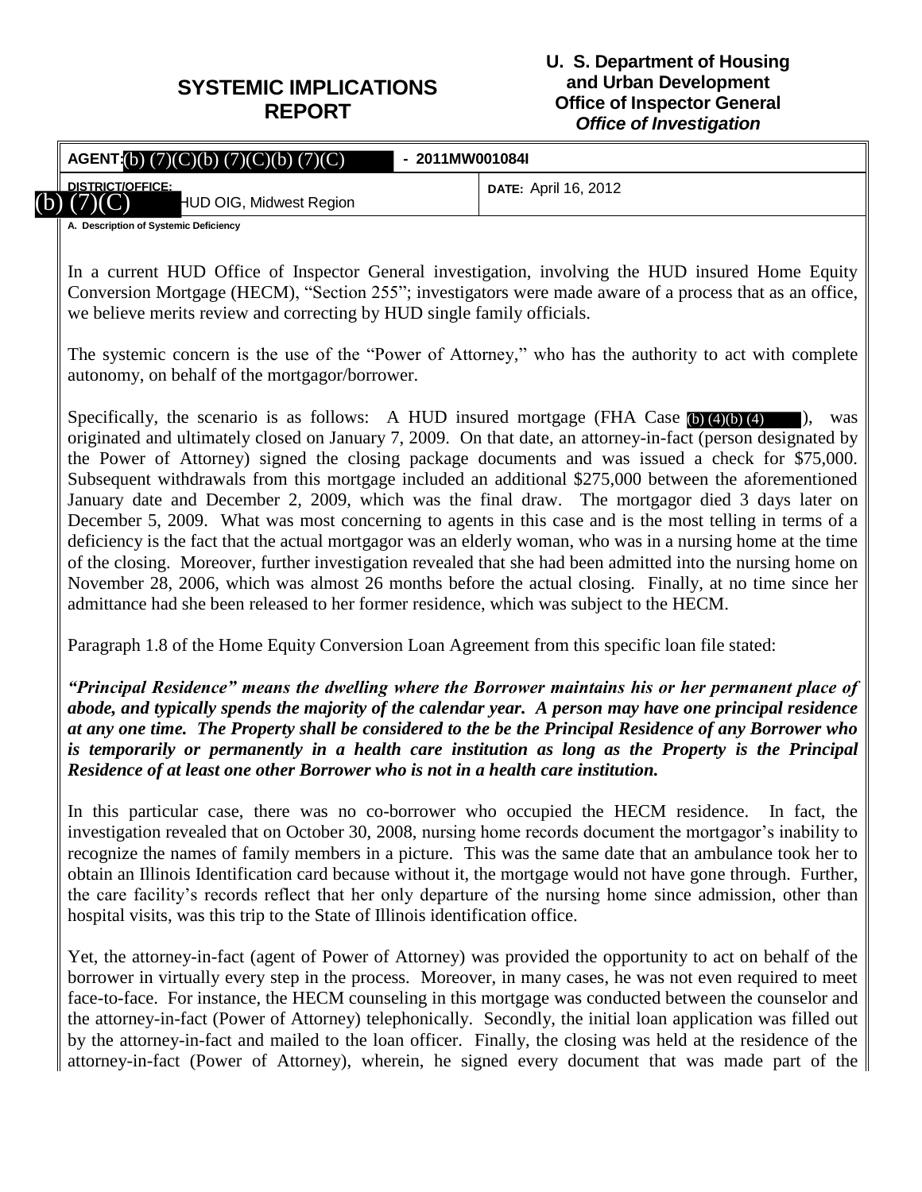# SYSTEMIC IMPLICATIONS REPORT

**U. S. Department of Housing and Urban Development**
**Office of Inspector General**
***Office of Investigation***

| AGENT: (b) (7)(C)(b) (7)(C)(b) (7)(C) | - 2011MW001084I |
|---|---|
| DISTRICT/OFFICE: (b) (7)(C) HUD OIG, Midwest Region | DATE: April 16, 2012 |

**A. Description of Systemic Deficiency**

In a current HUD Office of Inspector General investigation, involving the HUD insured Home Equity Conversion Mortgage (HECM), "Section 255"; investigators were made aware of a process that as an office, we believe merits review and correcting by HUD single family officials.

The systemic concern is the use of the "Power of Attorney," who has the authority to act with complete autonomy, on behalf of the mortgagor/borrower.

Specifically, the scenario is as follows: A HUD insured mortgage (FHA Case (b) (4)(b) (4) ), was originated and ultimately closed on January 7, 2009. On that date, an attorney-in-fact (person designated by the Power of Attorney) signed the closing package documents and was issued a check for $75,000. Subsequent withdrawals from this mortgage included an additional $275,000 between the aforementioned January date and December 2, 2009, which was the final draw. The mortgagor died 3 days later on December 5, 2009. What was most concerning to agents in this case and is the most telling in terms of a deficiency is the fact that the actual mortgagor was an elderly woman, who was in a nursing home at the time of the closing. Moreover, further investigation revealed that she had been admitted into the nursing home on November 28, 2006, which was almost 26 months before the actual closing. Finally, at no time since her admittance had she been released to her former residence, which was subject to the HECM.

Paragraph 1.8 of the Home Equity Conversion Loan Agreement from this specific loan file stated:

***"Principal Residence" means the dwelling where the Borrower maintains his or her permanent place of abode, and typically spends the majority of the calendar year. A person may have one principal residence at any one time. The Property shall be considered to the be the Principal Residence of any Borrower who is temporarily or permanently in a health care institution as long as the Property is the Principal Residence of at least one other Borrower who is not in a health care institution.***

In this particular case, there was no co-borrower who occupied the HECM residence. In fact, the investigation revealed that on October 30, 2008, nursing home records document the mortgagor's inability to recognize the names of family members in a picture. This was the same date that an ambulance took her to obtain an Illinois Identification card because without it, the mortgage would not have gone through. Further, the care facility's records reflect that her only departure of the nursing home since admission, other than hospital visits, was this trip to the State of Illinois identification office.

Yet, the attorney-in-fact (agent of Power of Attorney) was provided the opportunity to act on behalf of the borrower in virtually every step in the process. Moreover, in many cases, he was not even required to meet face-to-face. For instance, the HECM counseling in this mortgage was conducted between the counselor and the attorney-in-fact (Power of Attorney) telephonically. Secondly, the initial loan application was filled out by the attorney-in-fact and mailed to the loan officer. Finally, the closing was held at the residence of the attorney-in-fact (Power of Attorney), wherein, he signed every document that was made part of the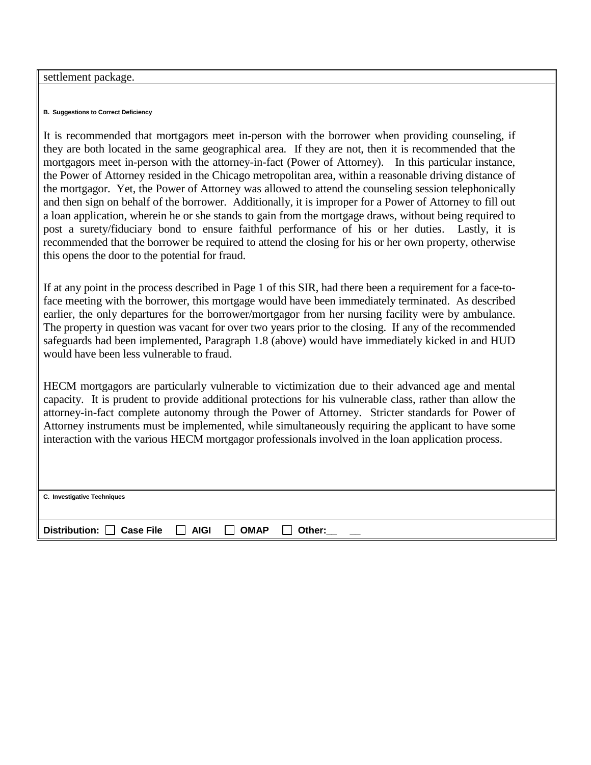settlement package.

**B. Suggestions to Correct Deficiency**

It is recommended that mortgagors meet in-person with the borrower when providing counseling, if they are both located in the same geographical area. If they are not, then it is recommended that the mortgagors meet in-person with the attorney-in-fact (Power of Attorney). In this particular instance, the Power of Attorney resided in the Chicago metropolitan area, within a reasonable driving distance of the mortgagor. Yet, the Power of Attorney was allowed to attend the counseling session telephonically and then sign on behalf of the borrower. Additionally, it is improper for a Power of Attorney to fill out a loan application, wherein he or she stands to gain from the mortgage draws, without being required to post a surety/fiduciary bond to ensure faithful performance of his or her duties. Lastly, it is recommended that the borrower be required to attend the closing for his or her own property, otherwise this opens the door to the potential for fraud.

If at any point in the process described in Page 1 of this SIR, had there been a requirement for a face-to-face meeting with the borrower, this mortgage would have been immediately terminated. As described earlier, the only departures for the borrower/mortgagor from her nursing facility were by ambulance. The property in question was vacant for over two years prior to the closing. If any of the recommended safeguards had been implemented, Paragraph 1.8 (above) would have immediately kicked in and HUD would have been less vulnerable to fraud.

HECM mortgagors are particularly vulnerable to victimization due to their advanced age and mental capacity. It is prudent to provide additional protections for his vulnerable class, rather than allow the attorney-in-fact complete autonomy through the Power of Attorney. Stricter standards for Power of Attorney instruments must be implemented, while simultaneously requiring the applicant to have some interaction with the various HECM mortgagor professionals involved in the loan application process.

**C. Investigative Techniques**

**Distribution:** ☐ **Case File** ☐ **AIGI** ☐ **OMAP** ☐ **Other:__ __**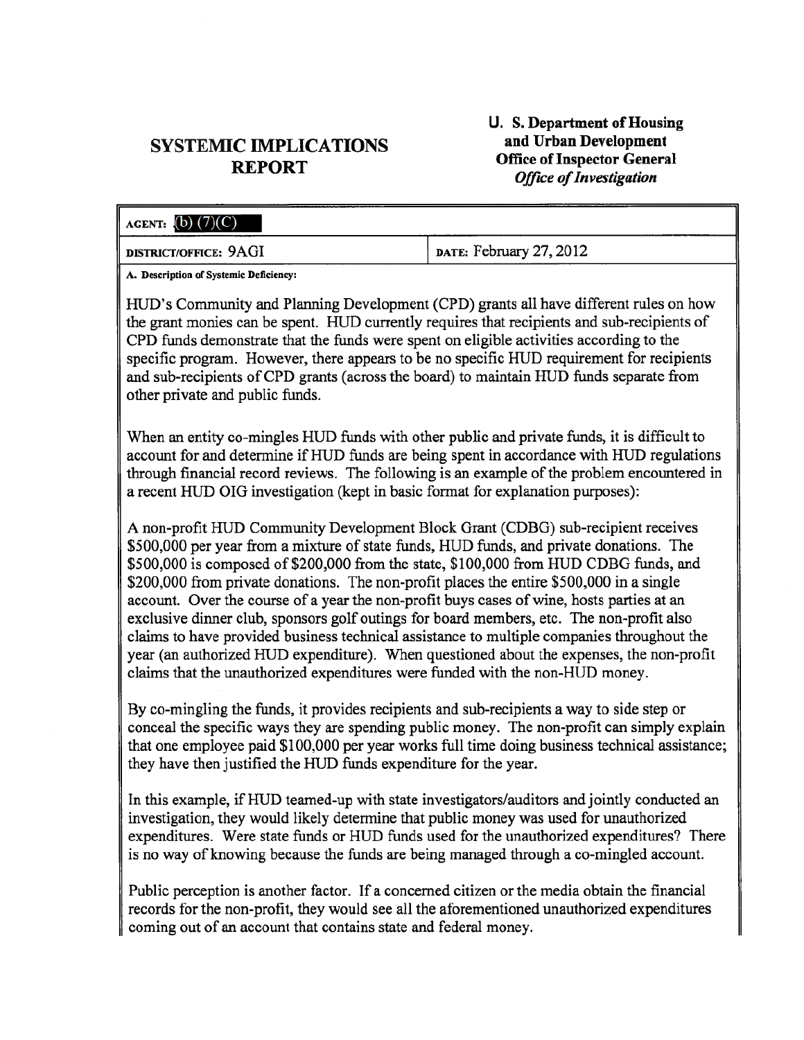# SYSTEMIC IMPLICATIONS REPORT

**U. S. Department of Housing and Urban Development**
**Office of Inspector General**
***Office of Investigation***

| AGENT: (b) (7)(C) | |
|---|---|
| DISTRICT/OFFICE: 9AGI | DATE: February 27, 2012 |

**A. Description of Systemic Deficiency:**

HUD's Community and Planning Development (CPD) grants all have different rules on how the grant monies can be spent. HUD currently requires that recipients and sub-recipients of CPD funds demonstrate that the funds were spent on eligible activities according to the specific program. However, there appears to be no specific HUD requirement for recipients and sub-recipients of CPD grants (across the board) to maintain HUD funds separate from other private and public funds.

When an entity co-mingles HUD funds with other public and private funds, it is difficult to account for and determine if HUD funds are being spent in accordance with HUD regulations through financial record reviews. The following is an example of the problem encountered in a recent HUD OIG investigation (kept in basic format for explanation purposes):

A non-profit HUD Community Development Block Grant (CDBG) sub-recipient receives $500,000 per year from a mixture of state funds, HUD funds, and private donations. The $500,000 is composed of $200,000 from the state, $100,000 from HUD CDBG funds, and $200,000 from private donations. The non-profit places the entire $500,000 in a single account. Over the course of a year the non-profit buys cases of wine, hosts parties at an exclusive dinner club, sponsors golf outings for board members, etc. The non-profit also claims to have provided business technical assistance to multiple companies throughout the year (an authorized HUD expenditure). When questioned about the expenses, the non-profit claims that the unauthorized expenditures were funded with the non-HUD money.

By co-mingling the funds, it provides recipients and sub-recipients a way to side step or conceal the specific ways they are spending public money. The non-profit can simply explain that one employee paid $100,000 per year works full time doing business technical assistance; they have then justified the HUD funds expenditure for the year.

In this example, if HUD teamed-up with state investigators/auditors and jointly conducted an investigation, they would likely determine that public money was used for unauthorized expenditures. Were state funds or HUD funds used for the unauthorized expenditures? There is no way of knowing because the funds are being managed through a co-mingled account.

Public perception is another factor. If a concerned citizen or the media obtain the financial records for the non-profit, they would see all the aforementioned unauthorized expenditures coming out of an account that contains state and federal money.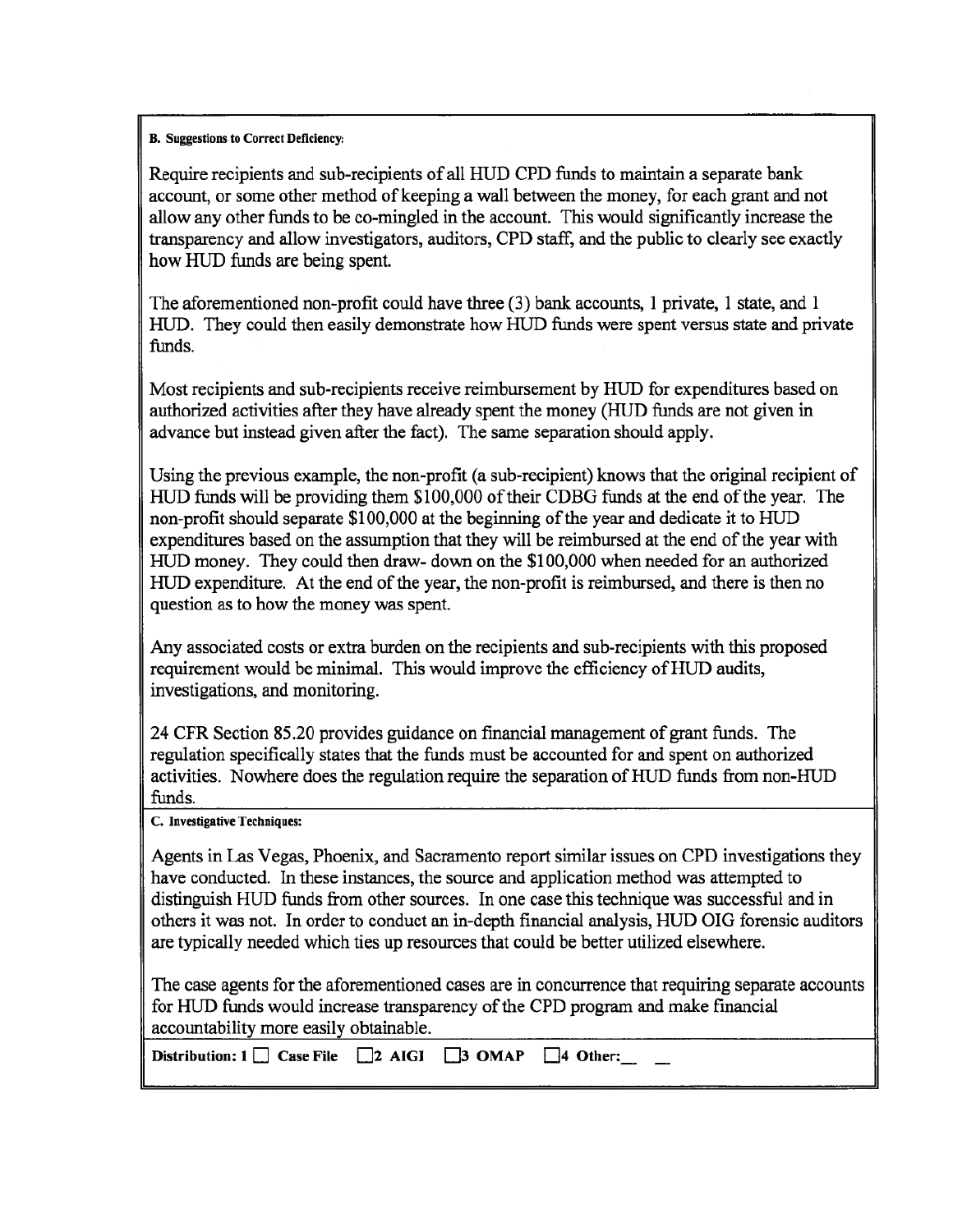**B. Suggestions to Correct Deficiency:**

Require recipients and sub-recipients of all HUD CPD funds to maintain a separate bank account, or some other method of keeping a wall between the money, for each grant and not allow any other funds to be co-mingled in the account. This would significantly increase the transparency and allow investigators, auditors, CPD staff, and the public to clearly see exactly how HUD funds are being spent.

The aforementioned non-profit could have three (3) bank accounts, 1 private, 1 state, and 1 HUD. They could then easily demonstrate how HUD funds were spent versus state and private funds.

Most recipients and sub-recipients receive reimbursement by HUD for expenditures based on authorized activities after they have already spent the money (HUD funds are not given in advance but instead given after the fact). The same separation should apply.

Using the previous example, the non-profit (a sub-recipient) knows that the original recipient of HUD funds will be providing them $100,000 of their CDBG funds at the end of the year. The non-profit should separate $100,000 at the beginning of the year and dedicate it to HUD expenditures based on the assumption that they will be reimbursed at the end of the year with HUD money. They could then draw- down on the $100,000 when needed for an authorized HUD expenditure. At the end of the year, the non-profit is reimbursed, and there is then no question as to how the money was spent.

Any associated costs or extra burden on the recipients and sub-recipients with this proposed requirement would be minimal. This would improve the efficiency of HUD audits, investigations, and monitoring.

24 CFR Section 85.20 provides guidance on financial management of grant funds. The regulation specifically states that the funds must be accounted for and spent on authorized activities. Nowhere does the regulation require the separation of HUD funds from non-HUD funds.

**C. Investigative Techniques:**

Agents in Las Vegas, Phoenix, and Sacramento report similar issues on CPD investigations they have conducted. In these instances, the source and application method was attempted to distinguish HUD funds from other sources. In one case this technique was successful and in others it was not. In order to conduct an in-depth financial analysis, HUD OIG forensic auditors are typically needed which ties up resources that could be better utilized elsewhere.

The case agents for the aforementioned cases are in concurrence that requiring separate accounts for HUD funds would increase transparency of the CPD program and make financial accountability more easily obtainable.

**Distribution:** 1 ☐ Case File ☐ 2 AIGI ☐ 3 OMAP ☐ 4 Other: \_\_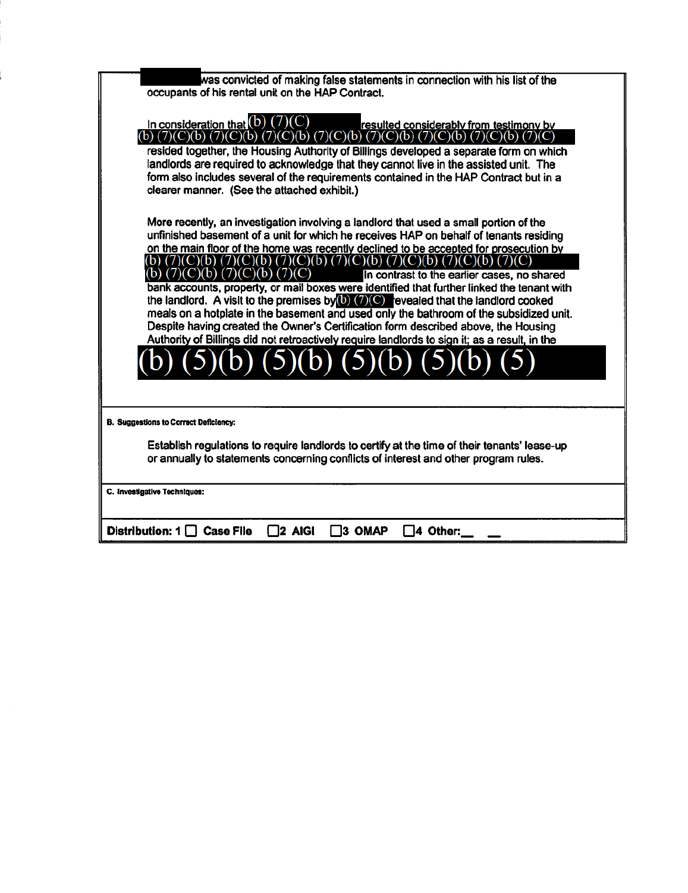[redacted] was convicted of making false statements in connection with his list of the occupants of his rental unit on the HAP Contract.

In consideration that (b) (7)(C) resulted considerably from testimony by (b) (7)(C)(b) (7)(C)(b) (7)(C)(b) (7)(C)(b) (7)(C)(b) (7)(C)(b) (7)(C)(b) (7)(C) resided together, the Housing Authority of Billings developed a separate form on which landlords are required to acknowledge that they cannot live in the assisted unit. The form also includes several of the requirements contained in the HAP Contract but in a clearer manner. (See the attached exhibit.)

More recently, an investigation involving a landlord that used a small portion of the unfinished basement of a unit for which he receives HAP on behalf of tenants residing on the main floor of the home was recently declined to be accepted for prosecution by (b) (7)(C)(b) (7)(C)(b) (7)(C)(b) (7)(C)(b) (7)(C)(b) (7)(C)(b) (7)(C) (b) (7)(C)(b) (7)(C)(b) (7)(C) In contrast to the earlier cases, no shared bank accounts, property, or mail boxes were identified that further linked the tenant with the landlord. A visit to the premises by (b) (7)(C) revealed that the landlord cooked meals on a hotplate in the basement and used only the bathroom of the subsidized unit. Despite having created the Owner's Certification form described above, the Housing Authority of Billings did not retroactively require landlords to sign it; as a result, in the (b) (5)(b) (5)(b) (5)(b) (5)(b) (5)

**B. Suggestions to Correct Deficiency:**

Establish regulations to require landlords to certify at the time of their tenants' lease-up or annually to statements concerning conflicts of interest and other program rules.

**C. Investigative Techniques:**

**Distribution:** 1 ☐ Case File ☐2 AIGI ☐3 OMAP ☐4 Other:\_\_ \_\_